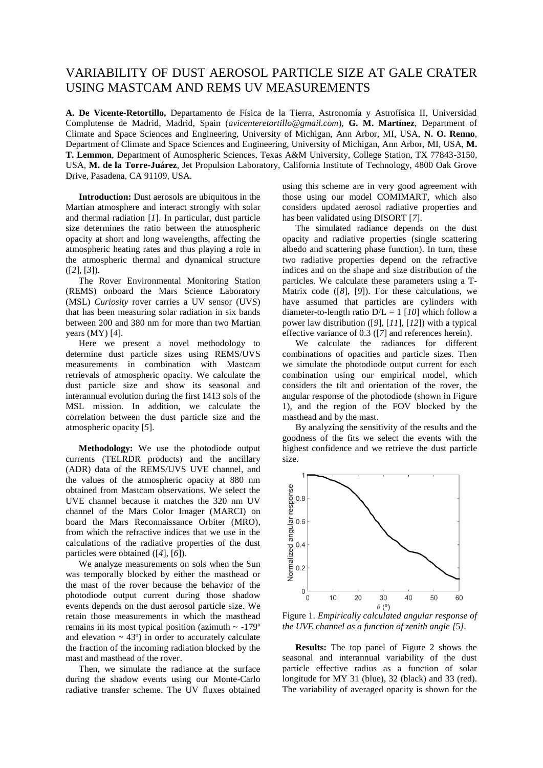# VARIABILITY OF DUST AEROSOL PARTICLE SIZE AT GALE CRATER USING MASTCAM AND REMS UV MEASUREMENTS

**A. De Vicente-Retortillo,** Departamento de Física de la Tierra, Astronomía y Astrofísica II, Universidad Complutense de Madrid, Madrid, Spain (*avicenteretortillo@gmail.com*), **G. M. Martínez**, Department of Climate and Space Sciences and Engineering, University of Michigan, Ann Arbor, MI, USA, **N. O. Renno**, Department of Climate and Space Sciences and Engineering, University of Michigan, Ann Arbor, MI, USA, **M. T. Lemmon**, Department of Atmospheric Sciences, Texas A&M University, College Station, TX 77843-3150, USA, **M. de la Torre-Juárez**, Jet Propulsion Laboratory, California Institute of Technology, 4800 Oak Grove Drive, Pasadena, CA 91109, USA.

**Introduction:** Dust aerosols are ubiquitous in the Martian atmosphere and interact strongly with solar and thermal radiation [*1*]. In particular, dust particle size determines the ratio between the atmospheric opacity at short and long wavelengths, affecting the atmospheric heating rates and thus playing a role in the atmospheric thermal and dynamical structure ([*2*], [*3*]).

The Rover Environmental Monitoring Station (REMS) onboard the Mars Science Laboratory (MSL) *Curiosity* rover carries a UV sensor (UVS) that has been measuring solar radiation in six bands between 200 and 380 nm for more than two Martian years (MY) [*4*].

Here we present a novel methodology to determine dust particle sizes using REMS/UVS measurements in combination with Mastcam retrievals of atmospheric opacity. We calculate the dust particle size and show its seasonal and interannual evolution during the first 1413 sols of the MSL mission. In addition, we calculate the correlation between the dust particle size and the atmospheric opacity [*5*].

**Methodology:** We use the photodiode output currents (TELRDR products) and the ancillary (ADR) data of the REMS/UVS UVE channel, and the values of the atmospheric opacity at 880 nm obtained from Mastcam observations. We select the UVE channel because it matches the 320 nm UV channel of the Mars Color Imager (MARCI) on board the Mars Reconnaissance Orbiter (MRO), from which the refractive indices that we use in the calculations of the radiative properties of the dust particles were obtained ([*4*], [*6*]).

We analyze measurements on sols when the Sun was temporally blocked by either the masthead or the mast of the rover because the behavior of the photodiode output current during those shadow events depends on the dust aerosol particle size. We retain those measurements in which the masthead remains in its most typical position (azimuth ~ -179º and elevation ~ 43º) in order to accurately calculate the fraction of the incoming radiation blocked by the mast and masthead of the rover.

Then, we simulate the radiance at the surface during the shadow events using our Monte-Carlo radiative transfer scheme. The UV fluxes obtained using this scheme are in very good agreement with those using our model COMIMART, which also considers updated aerosol radiative properties and has been validated using DISORT [*7*].

The simulated radiance depends on the dust opacity and radiative properties (single scattering albedo and scattering phase function). In turn, these two radiative properties depend on the refractive indices and on the shape and size distribution of the particles. We calculate these parameters using a T-Matrix code ([*8*], [*9*]). For these calculations, we have assumed that particles are cylinders with diameter-to-length ratio D/L = 1 [*10*] which follow a power law distribution ([*9*], [*11*], [*12*]) with a typical effective variance of 0.3 ([*7*] and references herein).

We calculate the radiances for different combinations of opacities and particle sizes. Then we simulate the photodiode output current for each combination using our empirical model, which considers the tilt and orientation of the rover, the angular response of the photodiode (shown in Figure 1), and the region of the FOV blocked by the masthead and by the mast.

By analyzing the sensitivity of the results and the goodness of the fits we select the events with the highest confidence and we retrieve the dust particle size.

Figure 1. *Empirically calculated angular response of the UVE channel as a function of zenith angle [5].*

**Results:** The top panel of Figure 2 shows the seasonal and interannual variability of the dust particle effective radius as a function of solar longitude for MY 31 (blue), 32 (black) and 33 (red). The variability of averaged opacity is shown for the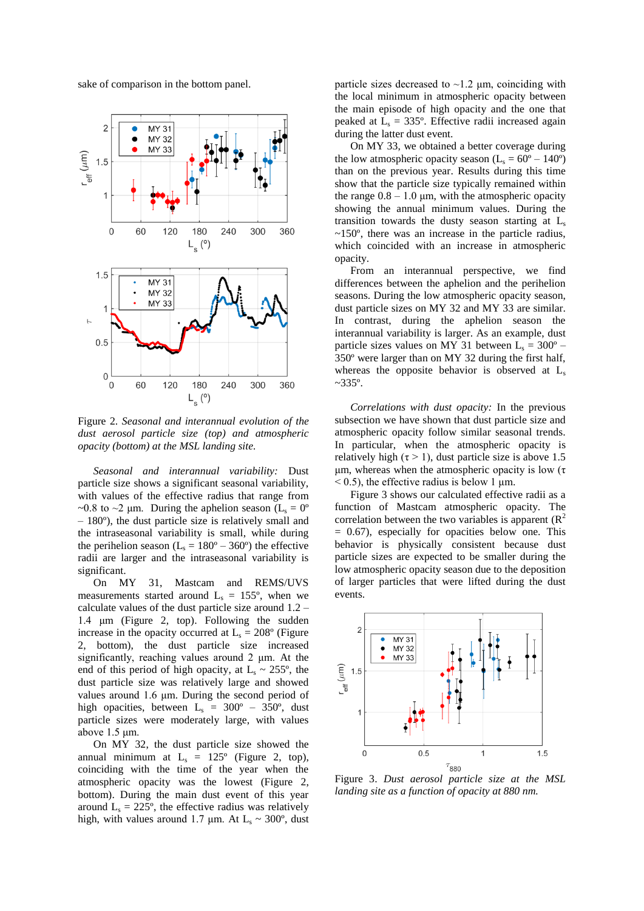sake of comparison in the bottom panel.

Figure 2. *Seasonal and interannual evolution of the dust aerosol particle size (top) and atmospheric opacity (bottom) at the MSL landing site.*

*Seasonal and interannual variability:* Dust particle size shows a significant seasonal variability, with values of the effective radius that range from ~0.8 to ~2 µm. During the aphelion season ($L_s$ = 0º – 180º), the dust particle size is relatively small and the intraseasonal variability is small, while during the perihelion season ($L_s$ = 180º – 360º) the effective radii are larger and the intraseasonal variability is significant.

On MY 31, Mastcam and REMS/UVS measurements started around $L_s$ = 155º, when we calculate values of the dust particle size around 1.2 – 1.4 µm (Figure 2, top). Following the sudden increase in the opacity occurred at $L_s$ = 208º (Figure 2, bottom), the dust particle size increased significantly, reaching values around 2 µm. At the end of this period of high opacity, at $L_s$ ~ 255º, the dust particle size relaxed and showed values around 1.6 µm. During the second period of high opacities, between $L_s$ = 300º – 350º, dust particle sizes were moderately large, with values above 1.5 µm.

On MY 32, the dust particle size showed the annual minimum at $L_s$ = 125º (Figure 2, top), coinciding with the time of the year when the atmospheric opacity was the lowest (Figure 2, bottom). During the main dust event of this year around $L_s$ = 225º, the effective radius was relatively high, with values around 1.7 µm. At $L_s$ ~ 300º, dust particle sizes decreased to ~1.2 µm, coinciding with the local minimum in atmospheric opacity between the main episode of high opacity and the one that peaked at $L_s$ = 335º. Effective radii increased again during the latter dust event.

On MY 33, we obtained a better coverage during the low atmospheric opacity season ($L_s$ = 60º – 140º) than on the previous year. Results during this time show that the particle size typically remained within the range 0.8 – 1.0 µm, with the atmospheric opacity showing the annual minimum values. During the transition towards the dusty season starting at $L_s$ ~150º, there was an increase in the particle radius, which coincided with an increase in atmospheric opacity.

From an interannual perspective, we find differences between the aphelion and the perihelion seasons. During the low atmospheric opacity season, dust particle sizes on MY 32 and MY 33 are similar. In contrast, during the aphelion season the interannual variability is larger. As an example, dust particle sizes values on MY 31 between $L_s$ = 300º – 350º were larger than on MY 32 during the first half, whereas the opposite behavior is observed at $L_s$ ~335º.

*Correlations with dust opacity:* In the previous subsection we have shown that dust particle size and atmospheric opacity follow similar seasonal trends. In particular, when the atmospheric opacity is relatively high ($\tau > 1$), dust particle size is above 1.5 µm, whereas when the atmospheric opacity is low ($\tau < 0.5$), the effective radius is below 1 µm.

Figure 3 shows our calculated effective radii as a function of Mastcam atmospheric opacity. The correlation between the two variables is apparent ($R^2$ = 0.67), especially for opacities below one. This behavior is physically consistent because dust particle sizes are expected to be smaller during the low atmospheric opacity season due to the deposition of larger particles that were lifted during the dust events.

Figure 3. *Dust aerosol particle size at the MSL landing site as a function of opacity at 880 nm.*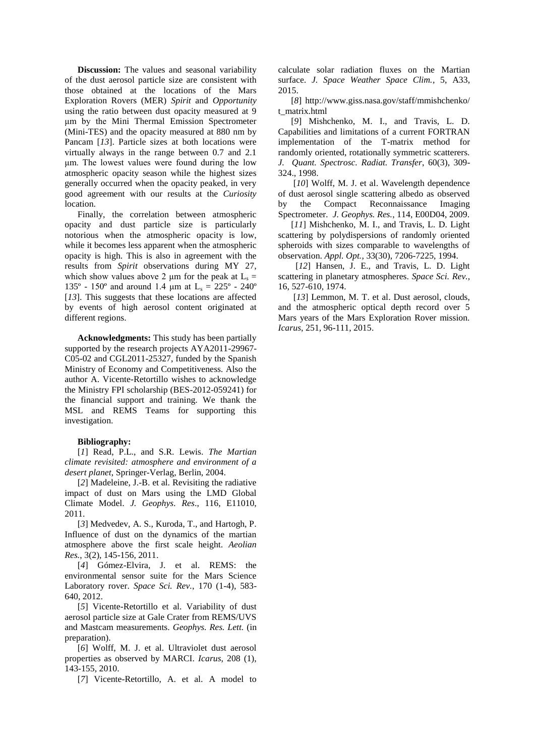**Discussion:** The values and seasonal variability of the dust aerosol particle size are consistent with those obtained at the locations of the Mars Exploration Rovers (MER) *Spirit* and *Opportunity* using the ratio between dust opacity measured at 9 μm by the Mini Thermal Emission Spectrometer (Mini-TES) and the opacity measured at 880 nm by Pancam [*13*]. Particle sizes at both locations were virtually always in the range between 0.7 and 2.1 μm. The lowest values were found during the low atmospheric opacity season while the highest sizes generally occurred when the opacity peaked, in very good agreement with our results at the *Curiosity* location.

Finally, the correlation between atmospheric opacity and dust particle size is particularly notorious when the atmospheric opacity is low, while it becomes less apparent when the atmospheric opacity is high. This is also in agreement with the results from *Spirit* observations during MY 27, which show values above 2 μm for the peak at $L_s$ = 135º - 150º and around 1.4 μm at $L_s$ = 225º - 240º [*13*]. This suggests that these locations are affected by events of high aerosol content originated at different regions.

**Acknowledgments:** This study has been partially supported by the research projects AYA2011-29967-C05-02 and CGL2011-25327, funded by the Spanish Ministry of Economy and Competitiveness. Also the author A. Vicente-Retortillo wishes to acknowledge the Ministry FPI scholarship (BES-2012-059241) for the financial support and training. We thank the MSL and REMS Teams for supporting this investigation.

**Bibliography:**

[*1*] Read, P.L., and S.R. Lewis. *The Martian climate revisited: atmosphere and environment of a desert planet*, Springer-Verlag, Berlin, 2004.

[*2*] Madeleine, J.-B. et al. Revisiting the radiative impact of dust on Mars using the LMD Global Climate Model. *J. Geophys. Res*., 116, E11010, 2011.

[*3*] Medvedev, A. S., Kuroda, T., and Hartogh, P. Influence of dust on the dynamics of the martian atmosphere above the first scale height. *Aeolian Res.*, 3(2), 145-156, 2011.

[*4*] Gómez-Elvira, J. et al. REMS: the environmental sensor suite for the Mars Science Laboratory rover. *Space Sci. Rev.*, 170 (1-4), 583-640, 2012.

[*5*] Vicente-Retortillo et al. Variability of dust aerosol particle size at Gale Crater from REMS/UVS and Mastcam measurements. *Geophys. Res. Lett.* (in preparation).

[*6*] Wolff, M. J. et al. Ultraviolet dust aerosol properties as observed by MARCI. *Icarus*, 208 (1), 143-155, 2010.

[*7*] Vicente-Retortillo, A. et al. A model to calculate solar radiation fluxes on the Martian surface. *J. Space Weather Space Clim.*, 5, A33, 2015.

[*8*] http://www.giss.nasa.gov/staff/mmishchenko/t_matrix.html

[*9*] Mishchenko, M. I., and Travis, L. D. Capabilities and limitations of a current FORTRAN implementation of the T-matrix method for randomly oriented, rotationally symmetric scatterers. *J. Quant. Spectrosc. Radiat. Transfer*, 60(3), 309-324., 1998.

[*10*] Wolff, M. J. et al. Wavelength dependence of dust aerosol single scattering albedo as observed by the Compact Reconnaissance Imaging Spectrometer. *J. Geophys. Res.*, 114, E00D04, 2009.

[*11*] Mishchenko, M. I., and Travis, L. D. Light scattering by polydispersions of randomly oriented spheroids with sizes comparable to wavelengths of observation. *Appl. Opt.*, 33(30), 7206-7225, 1994.

[*12*] Hansen, J. E., and Travis, L. D. Light scattering in planetary atmospheres. *Space Sci. Rev.*, 16, 527-610, 1974.

[*13*] Lemmon, M. T. et al. Dust aerosol, clouds, and the atmospheric optical depth record over 5 Mars years of the Mars Exploration Rover mission. *Icarus*, 251, 96-111, 2015.